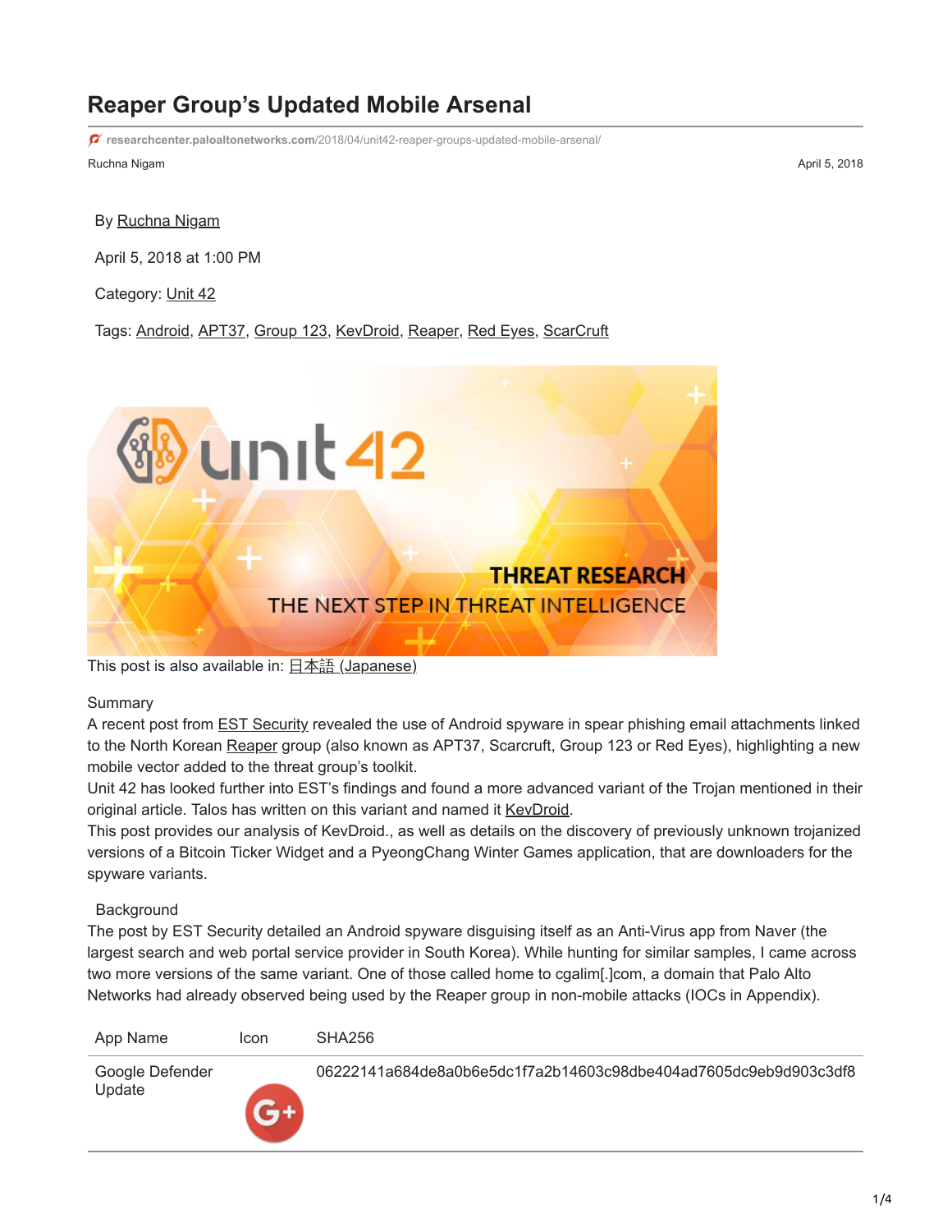# Reaper Group's Updated Mobile Arsenal

researchcenter.paloaltonetworks.com/2018/04/unit42-reaper-groups-updated-mobile-arsenal/

Ruchna Nigam

April 5, 2018

By Ruchna Nigam

April 5, 2018 at 1:00 PM

Category: Unit 42

Tags: Android, APT37, Group 123, KevDroid, Reaper, Red Eyes, ScarCruft

This post is also available in: 日本語 (Japanese)

Summary

A recent post from EST Security revealed the use of Android spyware in spear phishing email attachments linked to the North Korean Reaper group (also known as APT37, Scarcruft, Group 123 or Red Eyes), highlighting a new mobile vector added to the threat group's toolkit.

Unit 42 has looked further into EST's findings and found a more advanced variant of the Trojan mentioned in their original article. Talos has written on this variant and named it KevDroid.

This post provides our analysis of KevDroid., as well as details on the discovery of previously unknown trojanized versions of a Bitcoin Ticker Widget and a PyeongChang Winter Games application, that are downloaders for the spyware variants.

Background

The post by EST Security detailed an Android spyware disguising itself as an Anti-Virus app from Naver (the largest search and web portal service provider in South Korea). While hunting for similar samples, I came across two more versions of the same variant. One of those called home to cgalim[.]com, a domain that Palo Alto Networks had already observed being used by the Reaper group in non-mobile attacks (IOCs in Appendix).

| App Name | Icon | SHA256 |
| --- | --- | --- |
| Google Defender Update | | 06222141a684de8a0b6e5dc1f7a2b14603c98dbe404ad7605dc9eb9d903c3df8 |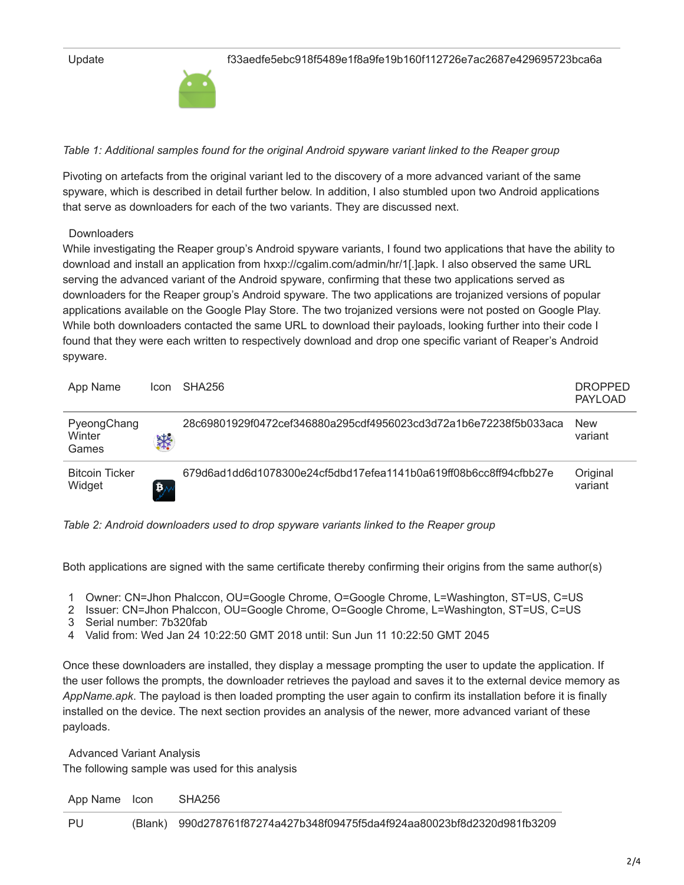| Update | | f33aedfe5ebc918f5489e1f8a9fe19b160f112726e7ac2687e429695723bca6a |
|---|---|---|

*Table 1: Additional samples found for the original Android spyware variant linked to the Reaper group*

Pivoting on artefacts from the original variant led to the discovery of a more advanced variant of the same spyware, which is described in detail further below. In addition, I also stumbled upon two Android applications that serve as downloaders for each of the two variants. They are discussed next.

## Downloaders

While investigating the Reaper group's Android spyware variants, I found two applications that have the ability to download and install an application from hxxp://cgalim.com/admin/hr/1[.]apk. I also observed the same URL serving the advanced variant of the Android spyware, confirming that these two applications served as downloaders for the Reaper group's Android spyware. The two applications are trojanized versions of popular applications available on the Google Play Store. The two trojanized versions were not posted on Google Play. While both downloaders contacted the same URL to download their payloads, looking further into their code I found that they were each written to respectively download and drop one specific variant of Reaper's Android spyware.

| App Name | Icon | SHA256 | DROPPED PAYLOAD |
|---|---|---|---|
| PyeongChang Winter Games | | 28c69801929f0472cef346880a295cdf4956023cd3d72a1b6e72238f5b033aca | New variant |
| Bitcoin Ticker Widget | | 679d6ad1dd6d1078300e24cf5dbd17efea1141b0a619ff08b6cc8ff94cfbb27e | Original variant |

*Table 2: Android downloaders used to drop spyware variants linked to the Reaper group*

Both applications are signed with the same certificate thereby confirming their origins from the same author(s)

```
1  Owner: CN=Jhon Phalccon, OU=Google Chrome, O=Google Chrome, L=Washington, ST=US, C=US
2  Issuer: CN=Jhon Phalccon, OU=Google Chrome, O=Google Chrome, L=Washington, ST=US, C=US
3  Serial number: 7b320fab
4  Valid from: Wed Jan 24 10:22:50 GMT 2018 until: Sun Jun 11 10:22:50 GMT 2045
```

Once these downloaders are installed, they display a message prompting the user to update the application. If the user follows the prompts, the downloader retrieves the payload and saves it to the external device memory as *AppName.apk*. The payload is then loaded prompting the user again to confirm its installation before it is finally installed on the device. The next section provides an analysis of the newer, more advanced variant of these payloads.

## Advanced Variant Analysis

The following sample was used for this analysis

| App Name | Icon | SHA256 |
|---|---|---|
| PU | (Blank) | 990d278761f87274a427b348f09475f5da4f924aa80023bf8d2320d981fb3209 |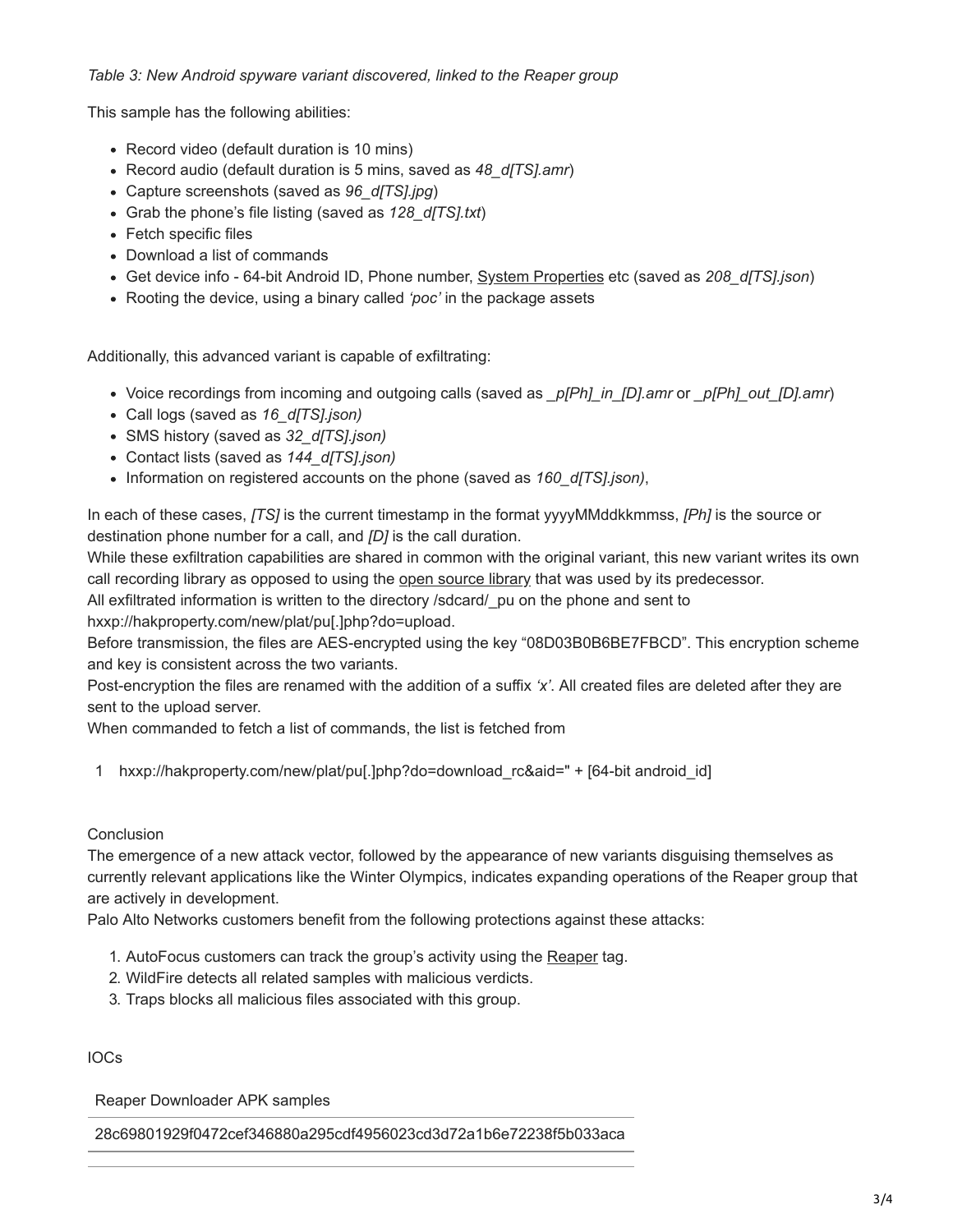*Table 3: New Android spyware variant discovered, linked to the Reaper group*

This sample has the following abilities:

- Record video (default duration is 10 mins)
- Record audio (default duration is 5 mins, saved as *48_d[TS].amr*)
- Capture screenshots (saved as *96_d[TS].jpg*)
- Grab the phone's file listing (saved as *128_d[TS].txt*)
- Fetch specific files
- Download a list of commands
- Get device info - 64-bit Android ID, Phone number, System Properties etc (saved as *208_d[TS].json*)
- Rooting the device, using a binary called *'poc'* in the package assets

Additionally, this advanced variant is capable of exfiltrating:

- Voice recordings from incoming and outgoing calls (saved as *_p[Ph]_in_[D].amr* or *_p[Ph]_out_[D].amr*)
- Call logs (saved as *16_d[TS].json)*
- SMS history (saved as *32_d[TS].json)*
- Contact lists (saved as *144_d[TS].json)*
- Information on registered accounts on the phone (saved as *160_d[TS].json)*,

In each of these cases, *[TS]* is the current timestamp in the format yyyyMMddkkmmss, *[Ph]* is the source or destination phone number for a call, and *[D]* is the call duration.
While these exfiltration capabilities are shared in common with the original variant, this new variant writes its own call recording library as opposed to using the open source library that was used by its predecessor.
All exfiltrated information is written to the directory /sdcard/_pu on the phone and sent to hxxp://hakproperty.com/new/plat/pu[.]php?do=upload.
Before transmission, the files are AES-encrypted using the key "08D03B0B6BE7FBCD". This encryption scheme and key is consistent across the two variants.
Post-encryption the files are renamed with the addition of a suffix *'x'*. All created files are deleted after they are sent to the upload server.
When commanded to fetch a list of commands, the list is fetched from

```
1    hxxp://hakproperty.com/new/plat/pu[.]php?do=download_rc&aid=" + [64-bit android_id]
```

Conclusion

The emergence of a new attack vector, followed by the appearance of new variants disguising themselves as currently relevant applications like the Winter Olympics, indicates expanding operations of the Reaper group that are actively in development.
Palo Alto Networks customers benefit from the following protections against these attacks:

1. AutoFocus customers can track the group's activity using the Reaper tag.
2. WildFire detects all related samples with malicious verdicts.
3. Traps blocks all malicious files associated with this group.

IOCs

| Reaper Downloader APK samples |
|---|
| 28c69801929f0472cef346880a295cdf4956023cd3d72a1b6e72238f5b033aca |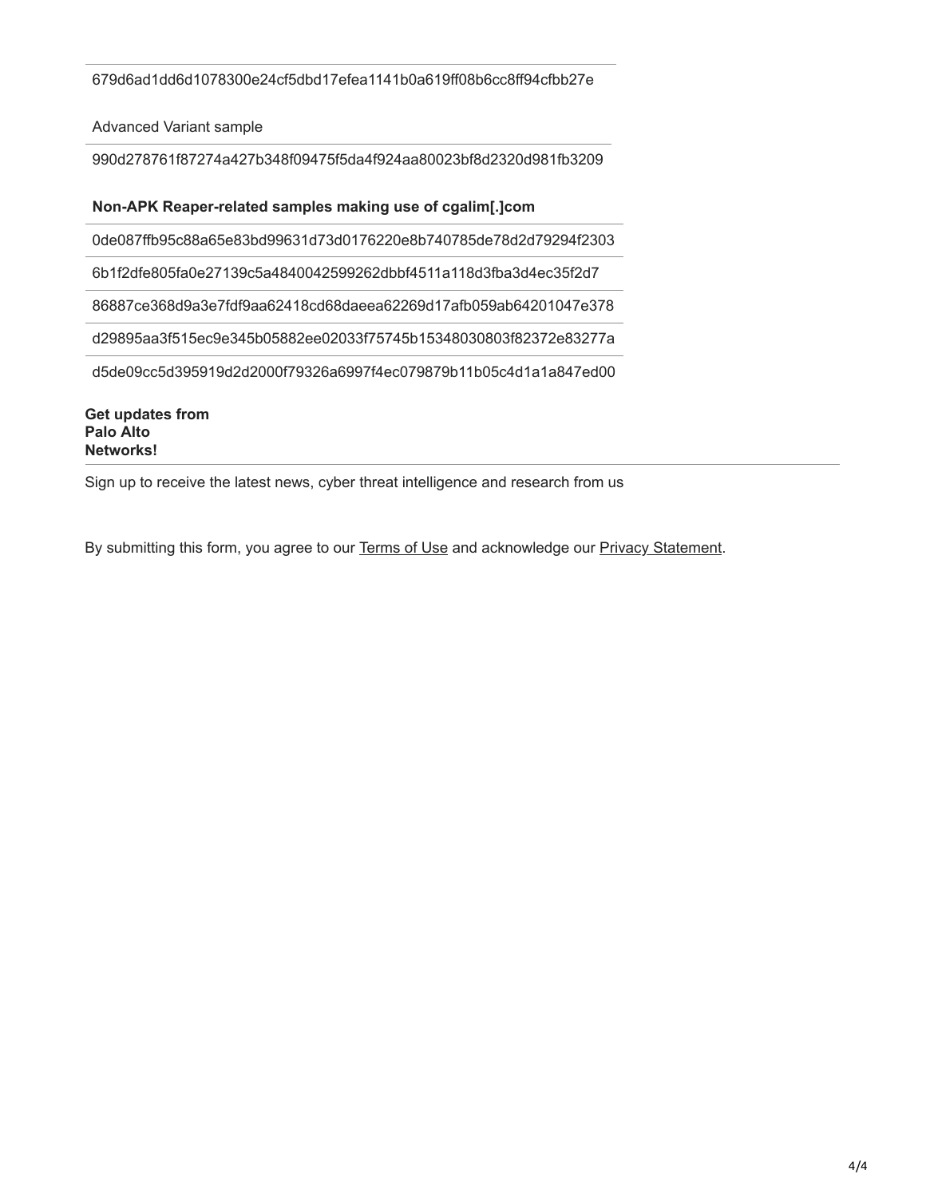679d6ad1dd6d1078300e24cf5dbd17efea1141b0a619ff08b6cc8ff94cfbb27e

Advanced Variant sample

990d278761f87274a427b348f09475f5da4f924aa80023bf8d2320d981fb3209

**Non-APK Reaper-related samples making use of cgalim[.]com**

0de087ffb95c88a65e83bd99631d73d0176220e8b740785de78d2d79294f2303

6b1f2dfe805fa0e27139c5a4840042599262dbbf4511a118d3fba3d4ec35f2d7

86887ce368d9a3e7fdf9aa62418cd68daeea62269d17afb059ab64201047e378

d29895aa3f515ec9e345b05882ee02033f75745b15348030803f82372e83277a

d5de09cc5d395919d2d2000f79326a6997f4ec079879b11b05c4d1a1a847ed00

**Get updates from Palo Alto Networks!**

Sign up to receive the latest news, cyber threat intelligence and research from us

By submitting this form, you agree to our Terms of Use and acknowledge our Privacy Statement.